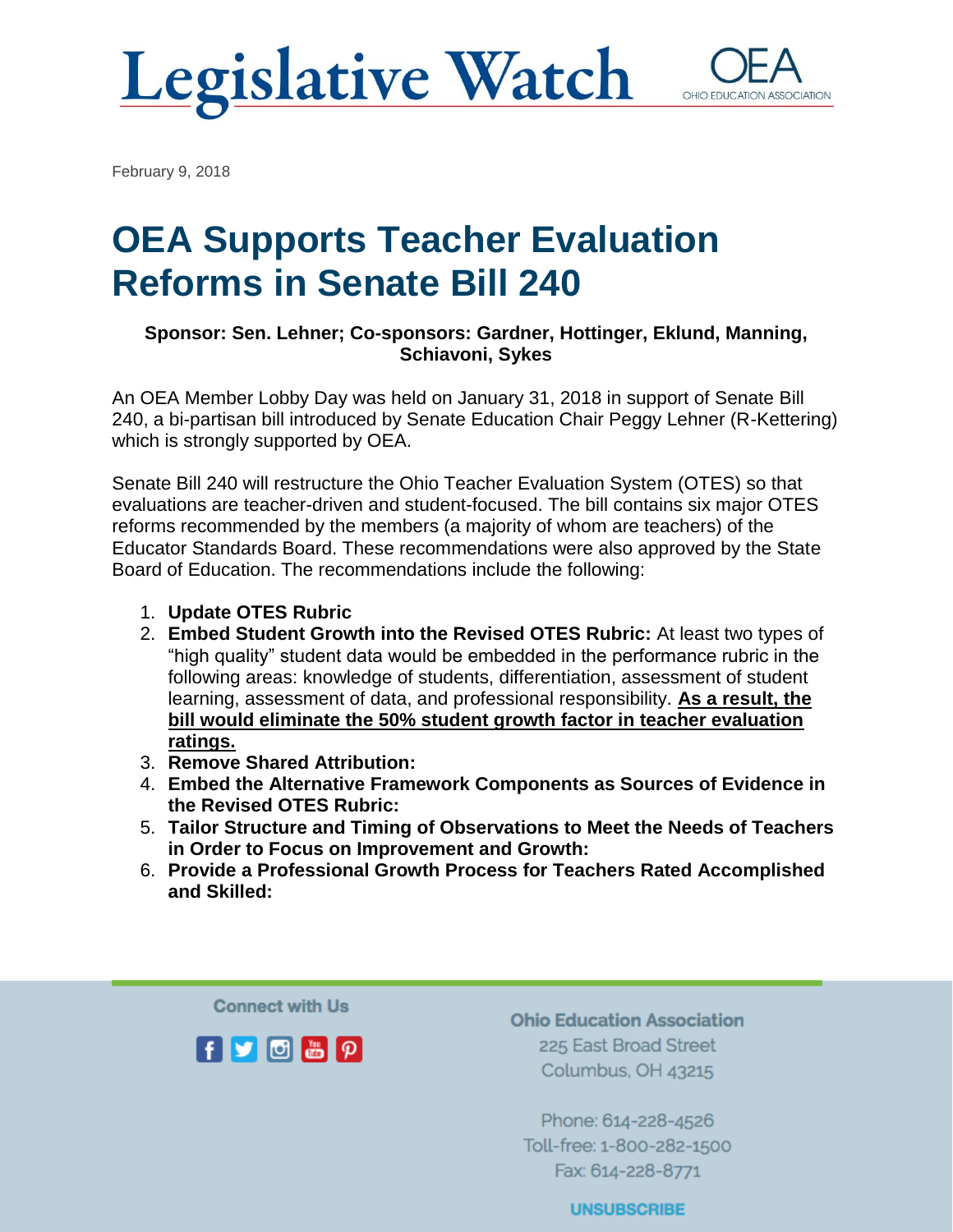# Legislative Watch

OEA
OHIO EDUCATION ASSOCIATION

February 9, 2018

## OEA Supports Teacher Evaluation Reforms in Senate Bill 240

**Sponsor: Sen. Lehner; Co-sponsors: Gardner, Hottinger, Eklund, Manning, Schiavoni, Sykes**

An OEA Member Lobby Day was held on January 31, 2018 in support of Senate Bill 240, a bi-partisan bill introduced by Senate Education Chair Peggy Lehner (R-Kettering) which is strongly supported by OEA.

Senate Bill 240 will restructure the Ohio Teacher Evaluation System (OTES) so that evaluations are teacher-driven and student-focused. The bill contains six major OTES reforms recommended by the members (a majority of whom are teachers) of the Educator Standards Board. These recommendations were also approved by the State Board of Education. The recommendations include the following:

1. **Update OTES Rubric**
2. **Embed Student Growth into the Revised OTES Rubric:** At least two types of "high quality" student data would be embedded in the performance rubric in the following areas: knowledge of students, differentiation, assessment of student learning, assessment of data, and professional responsibility. **<u>As a result, the bill would eliminate the 50% student growth factor in teacher evaluation ratings.</u>**
3. **Remove Shared Attribution:**
4. **Embed the Alternative Framework Components as Sources of Evidence in the Revised OTES Rubric:**
5. **Tailor Structure and Timing of Observations to Meet the Needs of Teachers in Order to Focus on Improvement and Growth:**
6. **Provide a Professional Growth Process for Teachers Rated Accomplished and Skilled:**

Connect with Us

**Ohio Education Association**
225 East Broad Street
Columbus, OH 43215

Phone: 614-228-4526
Toll-free: 1-800-282-1500
Fax: 614-228-8771

UNSUBSCRIBE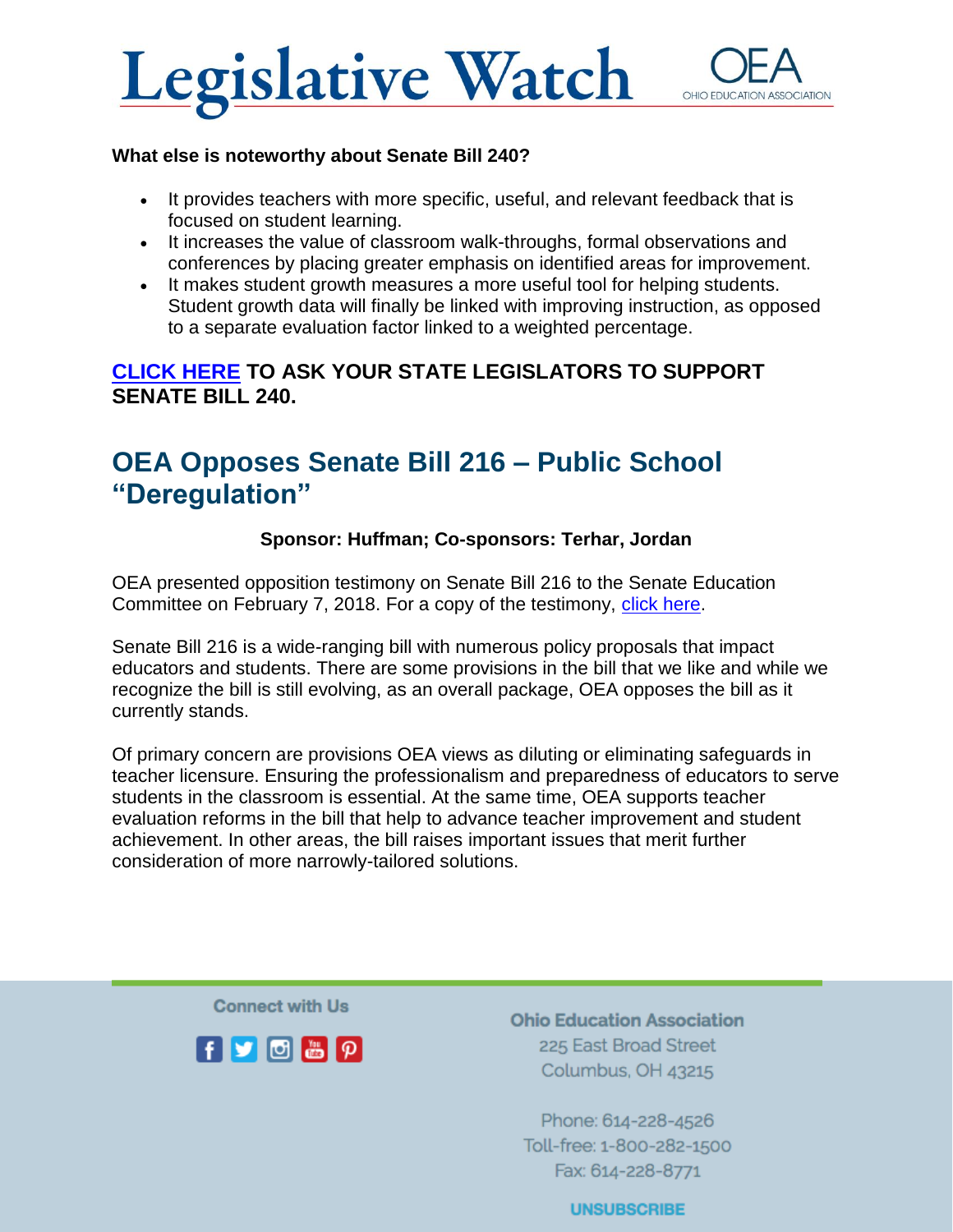**What else is noteworthy about Senate Bill 240?**

- It provides teachers with more specific, useful, and relevant feedback that is focused on student learning.
- It increases the value of classroom walk-throughs, formal observations and conferences by placing greater emphasis on identified areas for improvement.
- It makes student growth measures a more useful tool for helping students. Student growth data will finally be linked with improving instruction, as opposed to a separate evaluation factor linked to a weighted percentage.

**CLICK HERE TO ASK YOUR STATE LEGISLATORS TO SUPPORT SENATE BILL 240.**

## OEA Opposes Senate Bill 216 – Public School "Deregulation"

**Sponsor: Huffman; Co-sponsors: Terhar, Jordan**

OEA presented opposition testimony on Senate Bill 216 to the Senate Education Committee on February 7, 2018. For a copy of the testimony, click here.

Senate Bill 216 is a wide-ranging bill with numerous policy proposals that impact educators and students. There are some provisions in the bill that we like and while we recognize the bill is still evolving, as an overall package, OEA opposes the bill as it currently stands.

Of primary concern are provisions OEA views as diluting or eliminating safeguards in teacher licensure. Ensuring the professionalism and preparedness of educators to serve students in the classroom is essential. At the same time, OEA supports teacher evaluation reforms in the bill that help to advance teacher improvement and student achievement. In other areas, the bill raises important issues that merit further consideration of more narrowly-tailored solutions.

Connect with Us

Ohio Education Association
225 East Broad Street
Columbus, OH 43215

Phone: 614-228-4526
Toll-free: 1-800-282-1500
Fax: 614-228-8771

UNSUBSCRIBE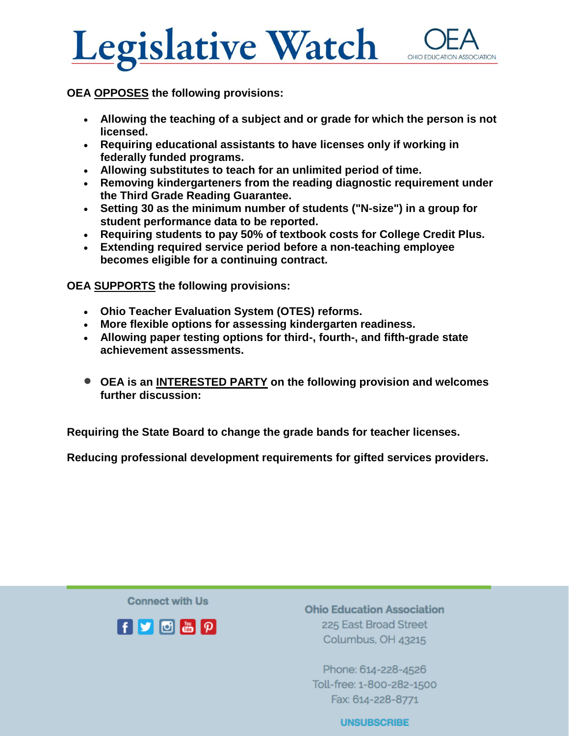# Legislative Watch

OEA
OHIO EDUCATION ASSOCIATION

**OEA OPPOSES the following provisions:**

- **Allowing the teaching of a subject and or grade for which the person is not licensed.**
- **Requiring educational assistants to have licenses only if working in federally funded programs.**
- **Allowing substitutes to teach for an unlimited period of time.**
- **Removing kindergarteners from the reading diagnostic requirement under the Third Grade Reading Guarantee.**
- **Setting 30 as the minimum number of students ("N-size") in a group for student performance data to be reported.**
- **Requiring students to pay 50% of textbook costs for College Credit Plus.**
- **Extending required service period before a non-teaching employee becomes eligible for a continuing contract.**

**OEA SUPPORTS the following provisions:**

- **Ohio Teacher Evaluation System (OTES) reforms.**
- **More flexible options for assessing kindergarten readiness.**
- **Allowing paper testing options for third-, fourth-, and fifth-grade state achievement assessments.**

- **OEA is an INTERESTED PARTY on the following provision and welcomes further discussion:**

**Requiring the State Board to change the grade bands for teacher licenses.**

**Reducing professional development requirements for gifted services providers.**

Connect with Us

**Ohio Education Association**
225 East Broad Street
Columbus, OH 43215

Phone: 614-228-4526
Toll-free: 1-800-282-1500
Fax: 614-228-8771

UNSUBSCRIBE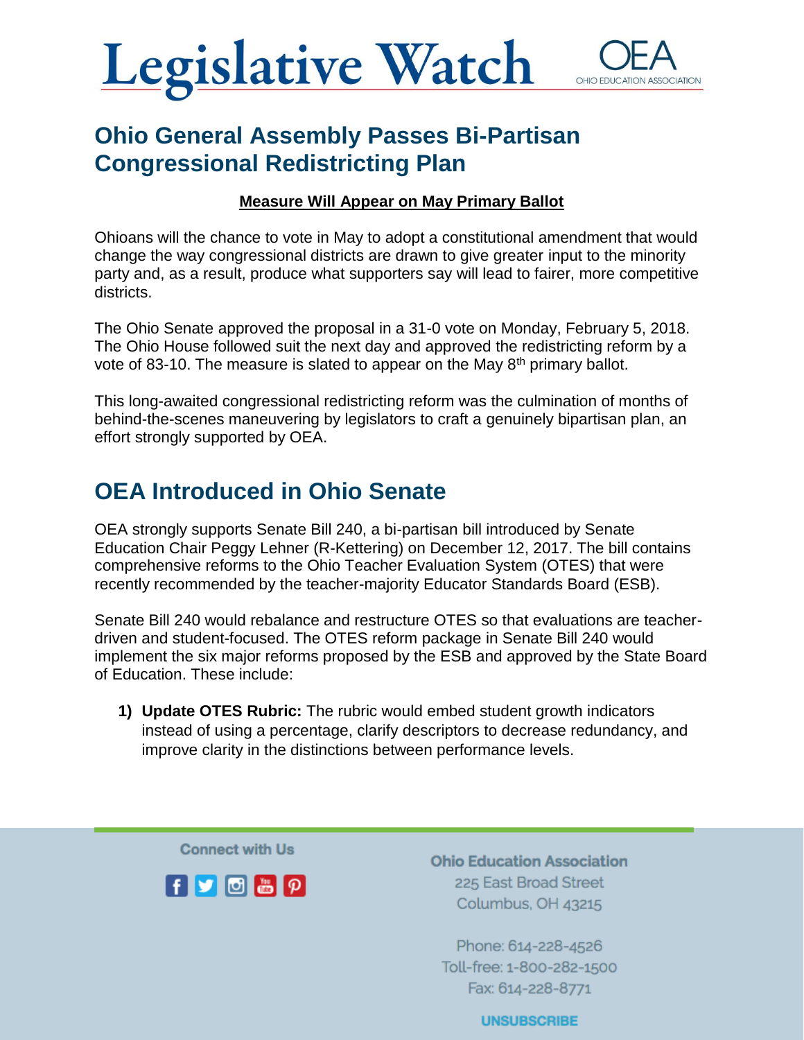# Legislative Watch

OEA
OHIO EDUCATION ASSOCIATION

## Ohio General Assembly Passes Bi-Partisan Congressional Redistricting Plan

**Measure Will Appear on May Primary Ballot**

Ohioans will the chance to vote in May to adopt a constitutional amendment that would change the way congressional districts are drawn to give greater input to the minority party and, as a result, produce what supporters say will lead to fairer, more competitive districts.

The Ohio Senate approved the proposal in a 31-0 vote on Monday, February 5, 2018. The Ohio House followed suit the next day and approved the redistricting reform by a vote of 83-10. The measure is slated to appear on the May 8th primary ballot.

This long-awaited congressional redistricting reform was the culmination of months of behind-the-scenes maneuvering by legislators to craft a genuinely bipartisan plan, an effort strongly supported by OEA.

## OEA Introduced in Ohio Senate

OEA strongly supports Senate Bill 240, a bi-partisan bill introduced by Senate Education Chair Peggy Lehner (R-Kettering) on December 12, 2017. The bill contains comprehensive reforms to the Ohio Teacher Evaluation System (OTES) that were recently recommended by the teacher-majority Educator Standards Board (ESB).

Senate Bill 240 would rebalance and restructure OTES so that evaluations are teacher-driven and student-focused. The OTES reform package in Senate Bill 240 would implement the six major reforms proposed by the ESB and approved by the State Board of Education. These include:

1) **Update OTES Rubric:** The rubric would embed student growth indicators instead of using a percentage, clarify descriptors to decrease redundancy, and improve clarity in the distinctions between performance levels.

Connect with Us

**Ohio Education Association**
225 East Broad Street
Columbus, OH 43215

Phone: 614-228-4526
Toll-free: 1-800-282-1500
Fax: 614-228-8771

UNSUBSCRIBE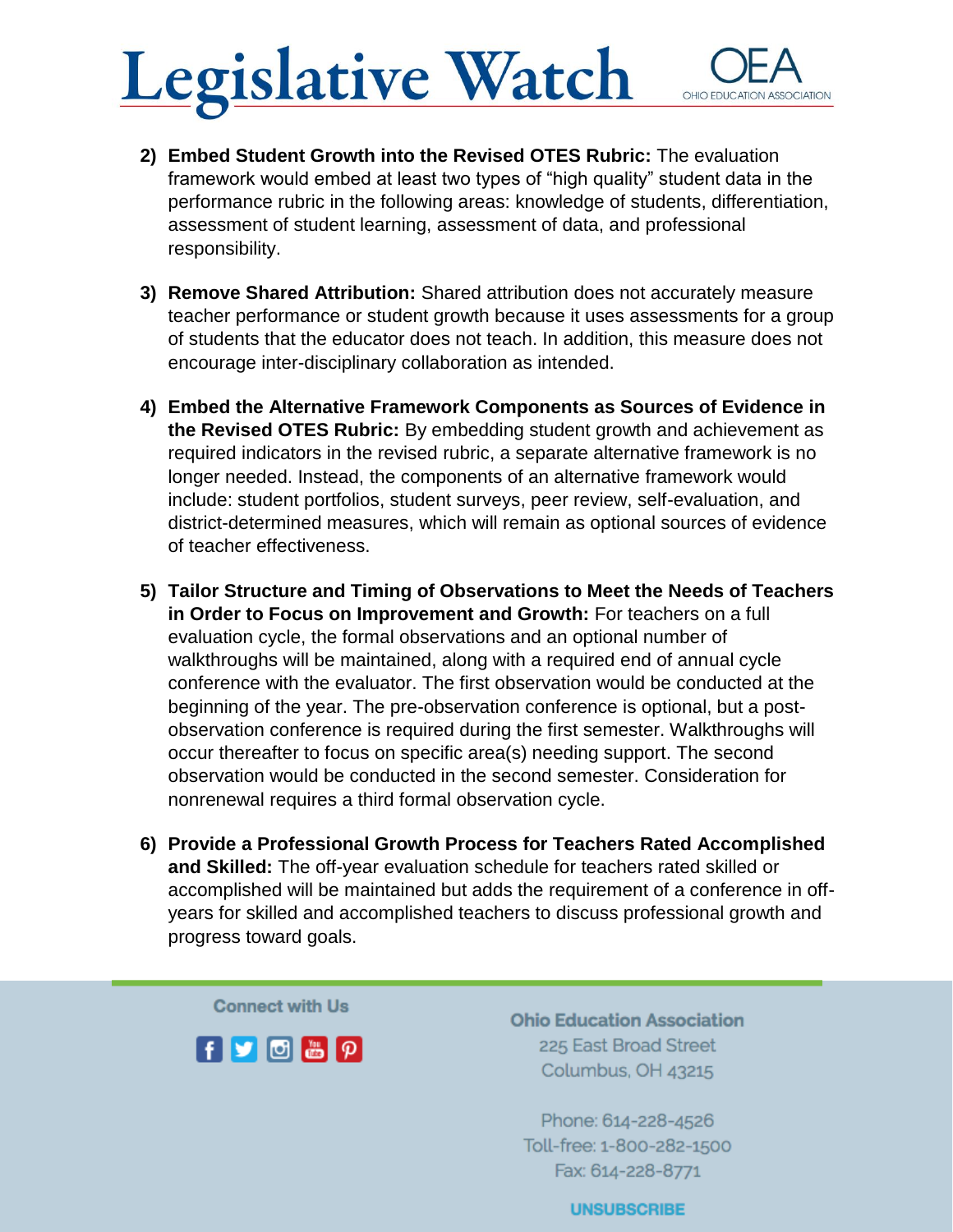2) **Embed Student Growth into the Revised OTES Rubric:** The evaluation framework would embed at least two types of "high quality" student data in the performance rubric in the following areas: knowledge of students, differentiation, assessment of student learning, assessment of data, and professional responsibility.

3) **Remove Shared Attribution:** Shared attribution does not accurately measure teacher performance or student growth because it uses assessments for a group of students that the educator does not teach. In addition, this measure does not encourage inter-disciplinary collaboration as intended.

4) **Embed the Alternative Framework Components as Sources of Evidence in the Revised OTES Rubric:** By embedding student growth and achievement as required indicators in the revised rubric, a separate alternative framework is no longer needed. Instead, the components of an alternative framework would include: student portfolios, student surveys, peer review, self-evaluation, and district-determined measures, which will remain as optional sources of evidence of teacher effectiveness.

5) **Tailor Structure and Timing of Observations to Meet the Needs of Teachers in Order to Focus on Improvement and Growth:** For teachers on a full evaluation cycle, the formal observations and an optional number of walkthroughs will be maintained, along with a required end of annual cycle conference with the evaluator. The first observation would be conducted at the beginning of the year. The pre-observation conference is optional, but a post-observation conference is required during the first semester. Walkthroughs will occur thereafter to focus on specific area(s) needing support. The second observation would be conducted in the second semester. Consideration for nonrenewal requires a third formal observation cycle.

6) **Provide a Professional Growth Process for Teachers Rated Accomplished and Skilled:** The off-year evaluation schedule for teachers rated skilled or accomplished will be maintained but adds the requirement of a conference in off-years for skilled and accomplished teachers to discuss professional growth and progress toward goals.

Connect with Us

**Ohio Education Association**
225 East Broad Street
Columbus, OH 43215

Phone: 614-228-4526
Toll-free: 1-800-282-1500
Fax: 614-228-8771

UNSUBSCRIBE